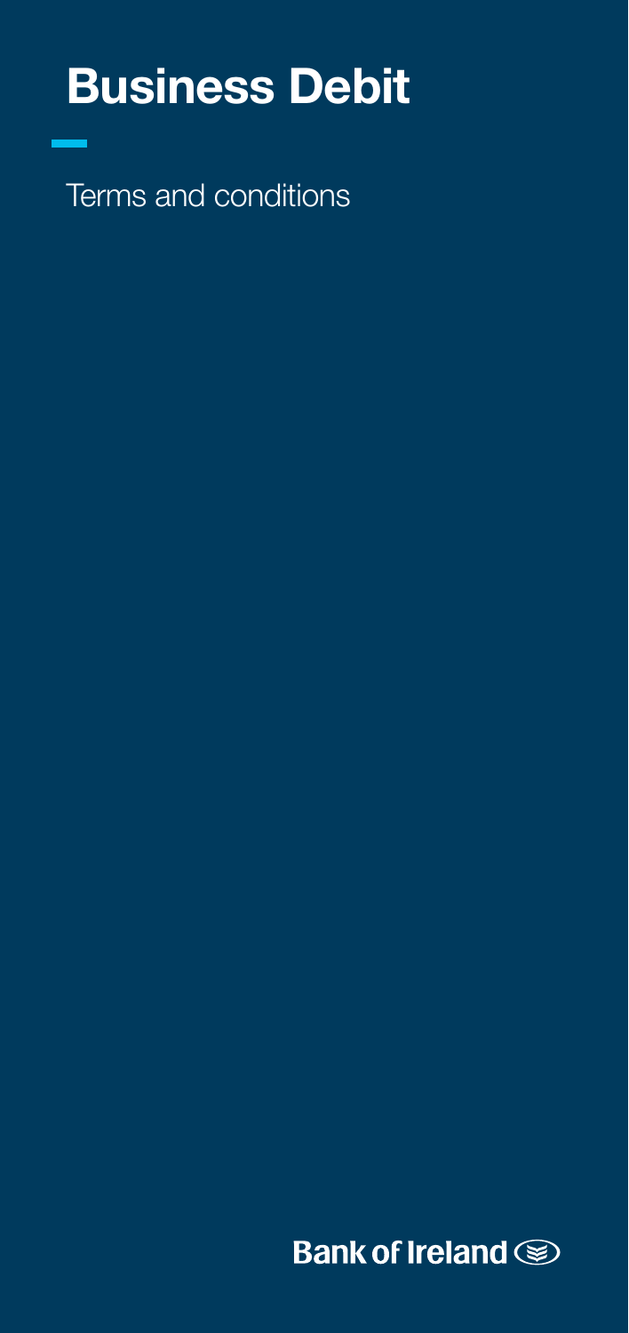# Business Debit

Terms and conditions

Bank of Ireland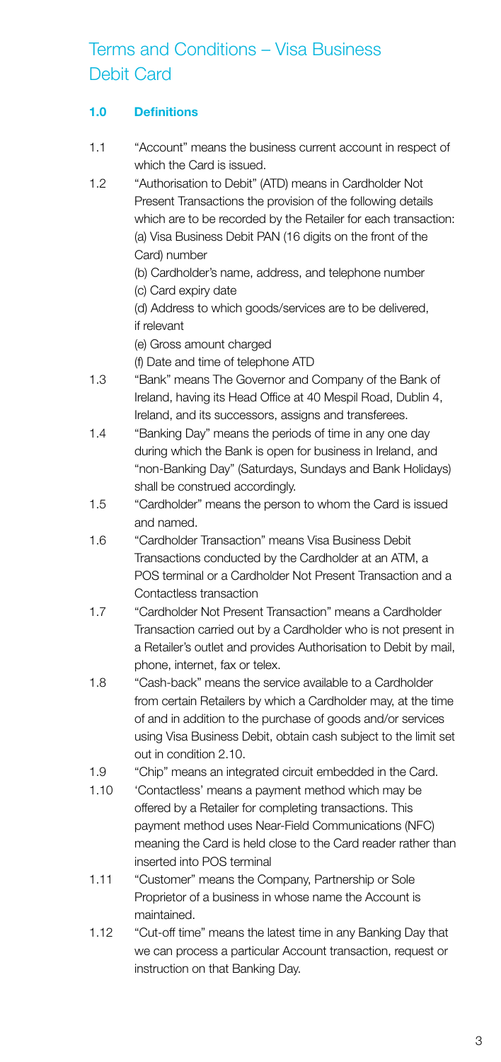# Terms and Conditions – Visa Business Debit Card

## 1.0 Definitions

1.1 "Account" means the business current account in respect of which the Card is issued.

1.2 "Authorisation to Debit" (ATD) means in Cardholder Not Present Transactions the provision of the following details which are to be recorded by the Retailer for each transaction:
(a) Visa Business Debit PAN (16 digits on the front of the Card) number
(b) Cardholder's name, address, and telephone number
(c) Card expiry date
(d) Address to which goods/services are to be delivered, if relevant
(e) Gross amount charged
(f) Date and time of telephone ATD

1.3 "Bank" means The Governor and Company of the Bank of Ireland, having its Head Office at 40 Mespil Road, Dublin 4, Ireland, and its successors, assigns and transferees.

1.4 "Banking Day" means the periods of time in any one day during which the Bank is open for business in Ireland, and "non-Banking Day" (Saturdays, Sundays and Bank Holidays) shall be construed accordingly.

1.5 "Cardholder" means the person to whom the Card is issued and named.

1.6 "Cardholder Transaction" means Visa Business Debit Transactions conducted by the Cardholder at an ATM, a POS terminal or a Cardholder Not Present Transaction and a Contactless transaction

1.7 "Cardholder Not Present Transaction" means a Cardholder Transaction carried out by a Cardholder who is not present in a Retailer's outlet and provides Authorisation to Debit by mail, phone, internet, fax or telex.

1.8 "Cash-back" means the service available to a Cardholder from certain Retailers by which a Cardholder may, at the time of and in addition to the purchase of goods and/or services using Visa Business Debit, obtain cash subject to the limit set out in condition 2.10.

1.9 "Chip" means an integrated circuit embedded in the Card.

1.10 'Contactless' means a payment method which may be offered by a Retailer for completing transactions. This payment method uses Near-Field Communications (NFC) meaning the Card is held close to the Card reader rather than inserted into POS terminal

1.11 "Customer" means the Company, Partnership or Sole Proprietor of a business in whose name the Account is maintained.

1.12 "Cut-off time" means the latest time in any Banking Day that we can process a particular Account transaction, request or instruction on that Banking Day.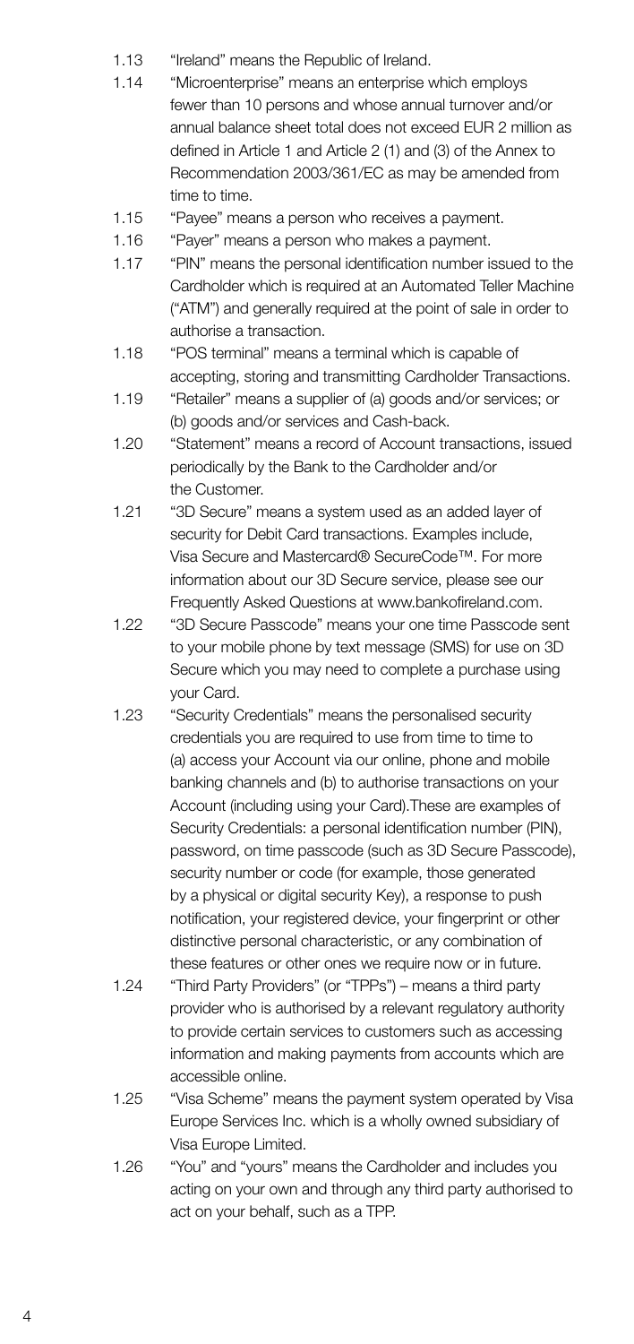1.13 "Ireland" means the Republic of Ireland.

1.14 "Microenterprise" means an enterprise which employs fewer than 10 persons and whose annual turnover and/or annual balance sheet total does not exceed EUR 2 million as defined in Article 1 and Article 2 (1) and (3) of the Annex to Recommendation 2003/361/EC as may be amended from time to time.

1.15 "Payee" means a person who receives a payment.

1.16 "Payer" means a person who makes a payment.

1.17 "PIN" means the personal identification number issued to the Cardholder which is required at an Automated Teller Machine ("ATM") and generally required at the point of sale in order to authorise a transaction.

1.18 "POS terminal" means a terminal which is capable of accepting, storing and transmitting Cardholder Transactions.

1.19 "Retailer" means a supplier of (a) goods and/or services; or (b) goods and/or services and Cash-back.

1.20 "Statement" means a record of Account transactions, issued periodically by the Bank to the Cardholder and/or the Customer.

1.21 "3D Secure" means a system used as an added layer of security for Debit Card transactions. Examples include, Visa Secure and Mastercard® SecureCode™. For more information about our 3D Secure service, please see our Frequently Asked Questions at www.bankofireland.com.

1.22 "3D Secure Passcode" means your one time Passcode sent to your mobile phone by text message (SMS) for use on 3D Secure which you may need to complete a purchase using your Card.

1.23 "Security Credentials" means the personalised security credentials you are required to use from time to time to (a) access your Account via our online, phone and mobile banking channels and (b) to authorise transactions on your Account (including using your Card).These are examples of Security Credentials: a personal identification number (PIN), password, on time passcode (such as 3D Secure Passcode), security number or code (for example, those generated by a physical or digital security Key), a response to push notification, your registered device, your fingerprint or other distinctive personal characteristic, or any combination of these features or other ones we require now or in future.

1.24 "Third Party Providers" (or "TPPs") – means a third party provider who is authorised by a relevant regulatory authority to provide certain services to customers such as accessing information and making payments from accounts which are accessible online.

1.25 "Visa Scheme" means the payment system operated by Visa Europe Services Inc. which is a wholly owned subsidiary of Visa Europe Limited.

1.26 "You" and "yours" means the Cardholder and includes you acting on your own and through any third party authorised to act on your behalf, such as a TPP.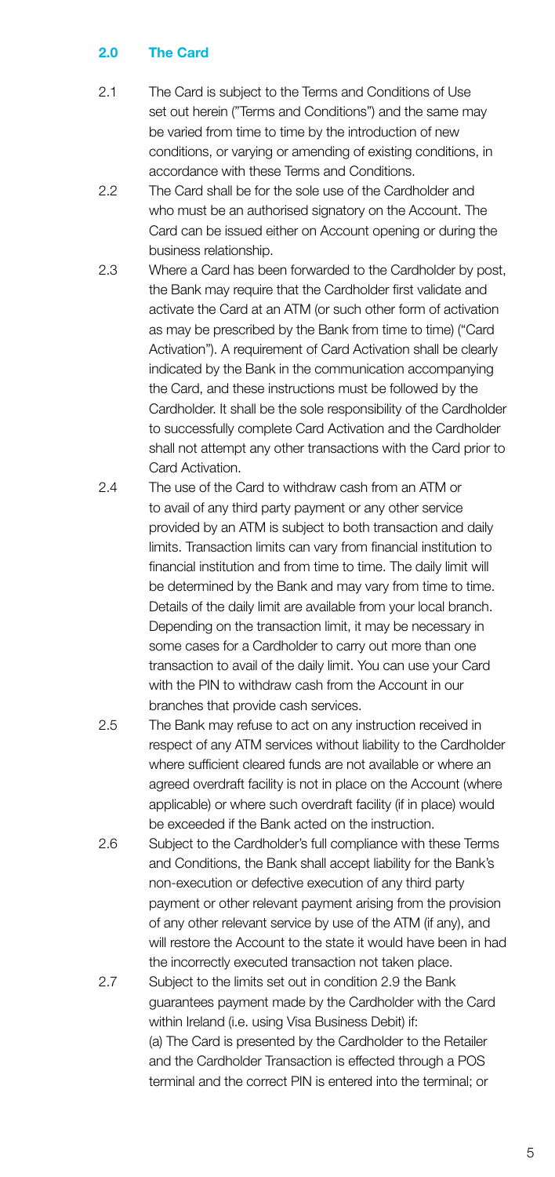## 2.0 The Card

2.1 The Card is subject to the Terms and Conditions of Use set out herein ("Terms and Conditions") and the same may be varied from time to time by the introduction of new conditions, or varying or amending of existing conditions, in accordance with these Terms and Conditions.

2.2 The Card shall be for the sole use of the Cardholder and who must be an authorised signatory on the Account. The Card can be issued either on Account opening or during the business relationship.

2.3 Where a Card has been forwarded to the Cardholder by post, the Bank may require that the Cardholder first validate and activate the Card at an ATM (or such other form of activation as may be prescribed by the Bank from time to time) ("Card Activation"). A requirement of Card Activation shall be clearly indicated by the Bank in the communication accompanying the Card, and these instructions must be followed by the Cardholder. It shall be the sole responsibility of the Cardholder to successfully complete Card Activation and the Cardholder shall not attempt any other transactions with the Card prior to Card Activation.

2.4 The use of the Card to withdraw cash from an ATM or to avail of any third party payment or any other service provided by an ATM is subject to both transaction and daily limits. Transaction limits can vary from financial institution to financial institution and from time to time. The daily limit will be determined by the Bank and may vary from time to time. Details of the daily limit are available from your local branch. Depending on the transaction limit, it may be necessary in some cases for a Cardholder to carry out more than one transaction to avail of the daily limit. You can use your Card with the PIN to withdraw cash from the Account in our branches that provide cash services.

2.5 The Bank may refuse to act on any instruction received in respect of any ATM services without liability to the Cardholder where sufficient cleared funds are not available or where an agreed overdraft facility is not in place on the Account (where applicable) or where such overdraft facility (if in place) would be exceeded if the Bank acted on the instruction.

2.6 Subject to the Cardholder's full compliance with these Terms and Conditions, the Bank shall accept liability for the Bank's non-execution or defective execution of any third party payment or other relevant payment arising from the provision of any other relevant service by use of the ATM (if any), and will restore the Account to the state it would have been in had the incorrectly executed transaction not taken place.

2.7 Subject to the limits set out in condition 2.9 the Bank guarantees payment made by the Cardholder with the Card within Ireland (i.e. using Visa Business Debit) if:
(a) The Card is presented by the Cardholder to the Retailer and the Cardholder Transaction is effected through a POS terminal and the correct PIN is entered into the terminal; or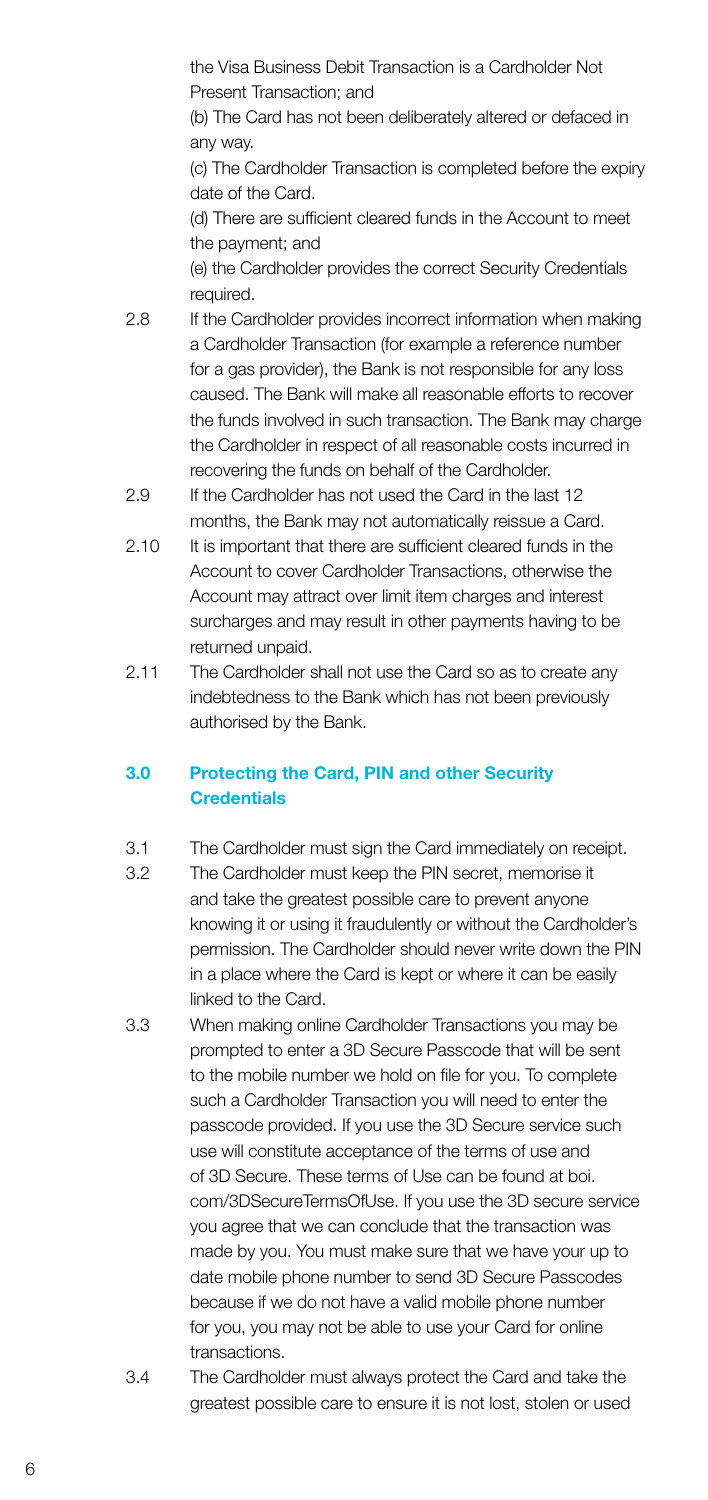the Visa Business Debit Transaction is a Cardholder Not Present Transaction; and

(b) The Card has not been deliberately altered or defaced in any way.

(c) The Cardholder Transaction is completed before the expiry date of the Card.

(d) There are sufficient cleared funds in the Account to meet the payment; and

(e) the Cardholder provides the correct Security Credentials required.

2.8 If the Cardholder provides incorrect information when making a Cardholder Transaction (for example a reference number for a gas provider), the Bank is not responsible for any loss caused. The Bank will make all reasonable efforts to recover the funds involved in such transaction. The Bank may charge the Cardholder in respect of all reasonable costs incurred in recovering the funds on behalf of the Cardholder.

2.9 If the Cardholder has not used the Card in the last 12 months, the Bank may not automatically reissue a Card.

2.10 It is important that there are sufficient cleared funds in the Account to cover Cardholder Transactions, otherwise the Account may attract over limit item charges and interest surcharges and may result in other payments having to be returned unpaid.

2.11 The Cardholder shall not use the Card so as to create any indebtedness to the Bank which has not been previously authorised by the Bank.

## 3.0 Protecting the Card, PIN and other Security Credentials

3.1 The Cardholder must sign the Card immediately on receipt.

3.2 The Cardholder must keep the PIN secret, memorise it and take the greatest possible care to prevent anyone knowing it or using it fraudulently or without the Cardholder's permission. The Cardholder should never write down the PIN in a place where the Card is kept or where it can be easily linked to the Card.

3.3 When making online Cardholder Transactions you may be prompted to enter a 3D Secure Passcode that will be sent to the mobile number we hold on file for you. To complete such a Cardholder Transaction you will need to enter the passcode provided. If you use the 3D Secure service such use will constitute acceptance of the terms of use and of 3D Secure. These terms of Use can be found at boi.com/3DSecureTermsOfUse. If you use the 3D secure service you agree that we can conclude that the transaction was made by you. You must make sure that we have your up to date mobile phone number to send 3D Secure Passcodes because if we do not have a valid mobile phone number for you, you may not be able to use your Card for online transactions.

3.4 The Cardholder must always protect the Card and take the greatest possible care to ensure it is not lost, stolen or used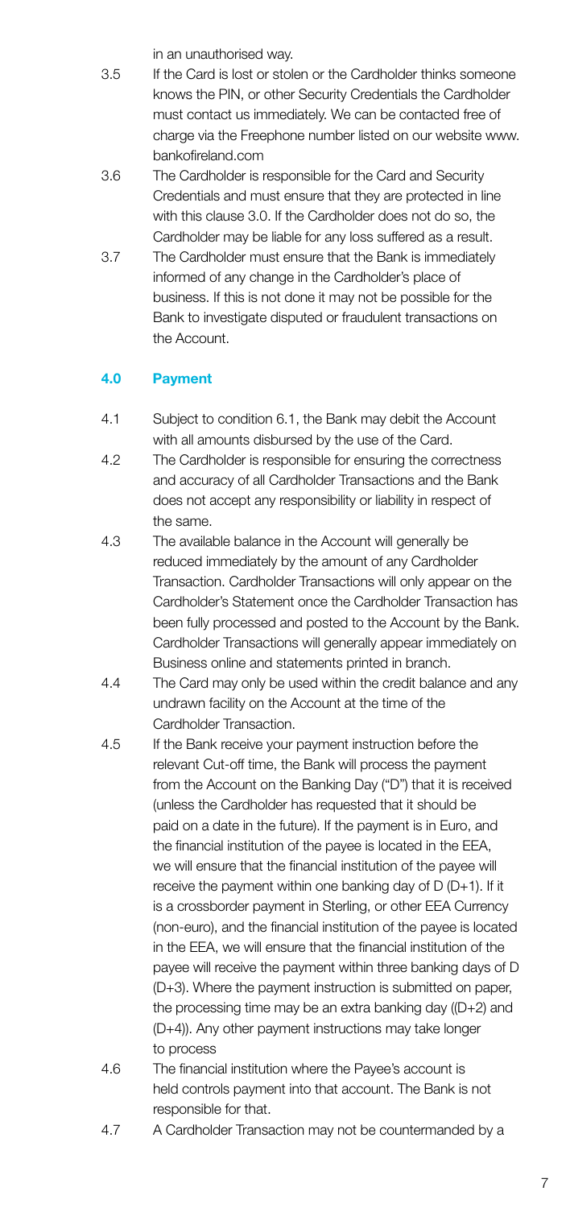in an unauthorised way.

3.5 If the Card is lost or stolen or the Cardholder thinks someone knows the PIN, or other Security Credentials the Cardholder must contact us immediately. We can be contacted free of charge via the Freephone number listed on our website www.bankofireland.com

3.6 The Cardholder is responsible for the Card and Security Credentials and must ensure that they are protected in line with this clause 3.0. If the Cardholder does not do so, the Cardholder may be liable for any loss suffered as a result.

3.7 The Cardholder must ensure that the Bank is immediately informed of any change in the Cardholder's place of business. If this is not done it may not be possible for the Bank to investigate disputed or fraudulent transactions on the Account.

## 4.0 Payment

4.1 Subject to condition 6.1, the Bank may debit the Account with all amounts disbursed by the use of the Card.

4.2 The Cardholder is responsible for ensuring the correctness and accuracy of all Cardholder Transactions and the Bank does not accept any responsibility or liability in respect of the same.

4.3 The available balance in the Account will generally be reduced immediately by the amount of any Cardholder Transaction. Cardholder Transactions will only appear on the Cardholder's Statement once the Cardholder Transaction has been fully processed and posted to the Account by the Bank. Cardholder Transactions will generally appear immediately on Business online and statements printed in branch.

4.4 The Card may only be used within the credit balance and any undrawn facility on the Account at the time of the Cardholder Transaction.

4.5 If the Bank receive your payment instruction before the relevant Cut-off time, the Bank will process the payment from the Account on the Banking Day ("D") that it is received (unless the Cardholder has requested that it should be paid on a date in the future). If the payment is in Euro, and the financial institution of the payee is located in the EEA, we will ensure that the financial institution of the payee will receive the payment within one banking day of D (D+1). If it is a crossborder payment in Sterling, or other EEA Currency (non-euro), and the financial institution of the payee is located in the EEA, we will ensure that the financial institution of the payee will receive the payment within three banking days of D (D+3). Where the payment instruction is submitted on paper, the processing time may be an extra banking day ((D+2) and (D+4)). Any other payment instructions may take longer to process

4.6 The financial institution where the Payee's account is held controls payment into that account. The Bank is not responsible for that.

4.7 A Cardholder Transaction may not be countermanded by a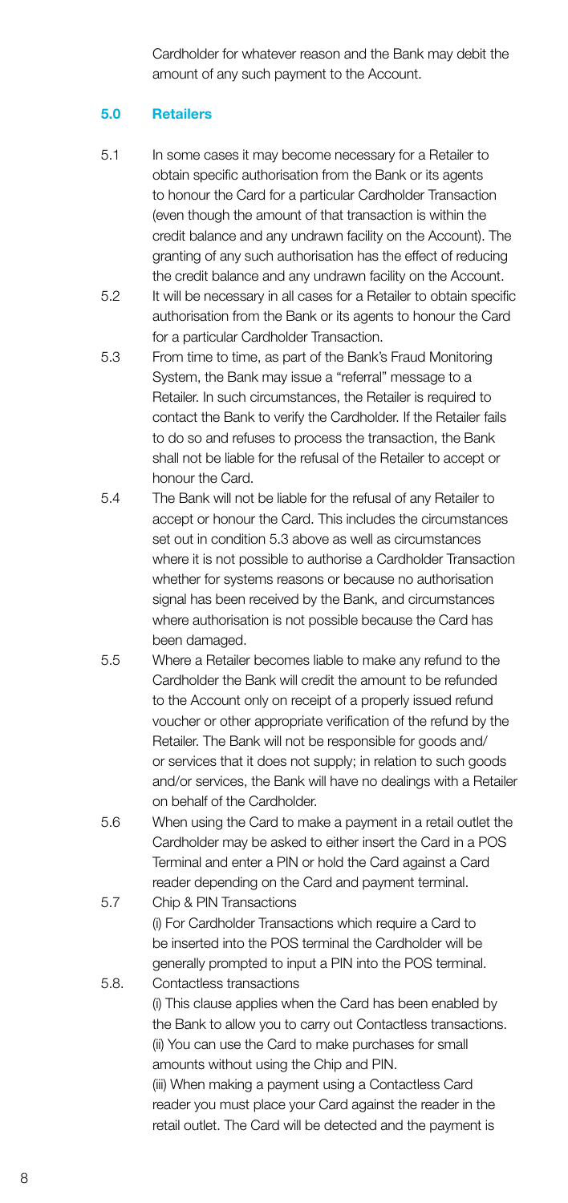Cardholder for whatever reason and the Bank may debit the amount of any such payment to the Account.

## 5.0 Retailers

5.1 In some cases it may become necessary for a Retailer to obtain specific authorisation from the Bank or its agents to honour the Card for a particular Cardholder Transaction (even though the amount of that transaction is within the credit balance and any undrawn facility on the Account). The granting of any such authorisation has the effect of reducing the credit balance and any undrawn facility on the Account.

5.2 It will be necessary in all cases for a Retailer to obtain specific authorisation from the Bank or its agents to honour the Card for a particular Cardholder Transaction.

5.3 From time to time, as part of the Bank's Fraud Monitoring System, the Bank may issue a "referral" message to a Retailer. In such circumstances, the Retailer is required to contact the Bank to verify the Cardholder. If the Retailer fails to do so and refuses to process the transaction, the Bank shall not be liable for the refusal of the Retailer to accept or honour the Card.

5.4 The Bank will not be liable for the refusal of any Retailer to accept or honour the Card. This includes the circumstances set out in condition 5.3 above as well as circumstances where it is not possible to authorise a Cardholder Transaction whether for systems reasons or because no authorisation signal has been received by the Bank, and circumstances where authorisation is not possible because the Card has been damaged.

5.5 Where a Retailer becomes liable to make any refund to the Cardholder the Bank will credit the amount to be refunded to the Account only on receipt of a properly issued refund voucher or other appropriate verification of the refund by the Retailer. The Bank will not be responsible for goods and/or services that it does not supply; in relation to such goods and/or services, the Bank will have no dealings with a Retailer on behalf of the Cardholder.

5.6 When using the Card to make a payment in a retail outlet the Cardholder may be asked to either insert the Card in a POS Terminal and enter a PIN or hold the Card against a Card reader depending on the Card and payment terminal.

5.7 Chip & PIN Transactions

(i) For Cardholder Transactions which require a Card to be inserted into the POS terminal the Cardholder will be generally prompted to input a PIN into the POS terminal.

5.8. Contactless transactions

(i) This clause applies when the Card has been enabled by the Bank to allow you to carry out Contactless transactions.

(ii) You can use the Card to make purchases for small amounts without using the Chip and PIN.

(iii) When making a payment using a Contactless Card reader you must place your Card against the reader in the retail outlet. The Card will be detected and the payment is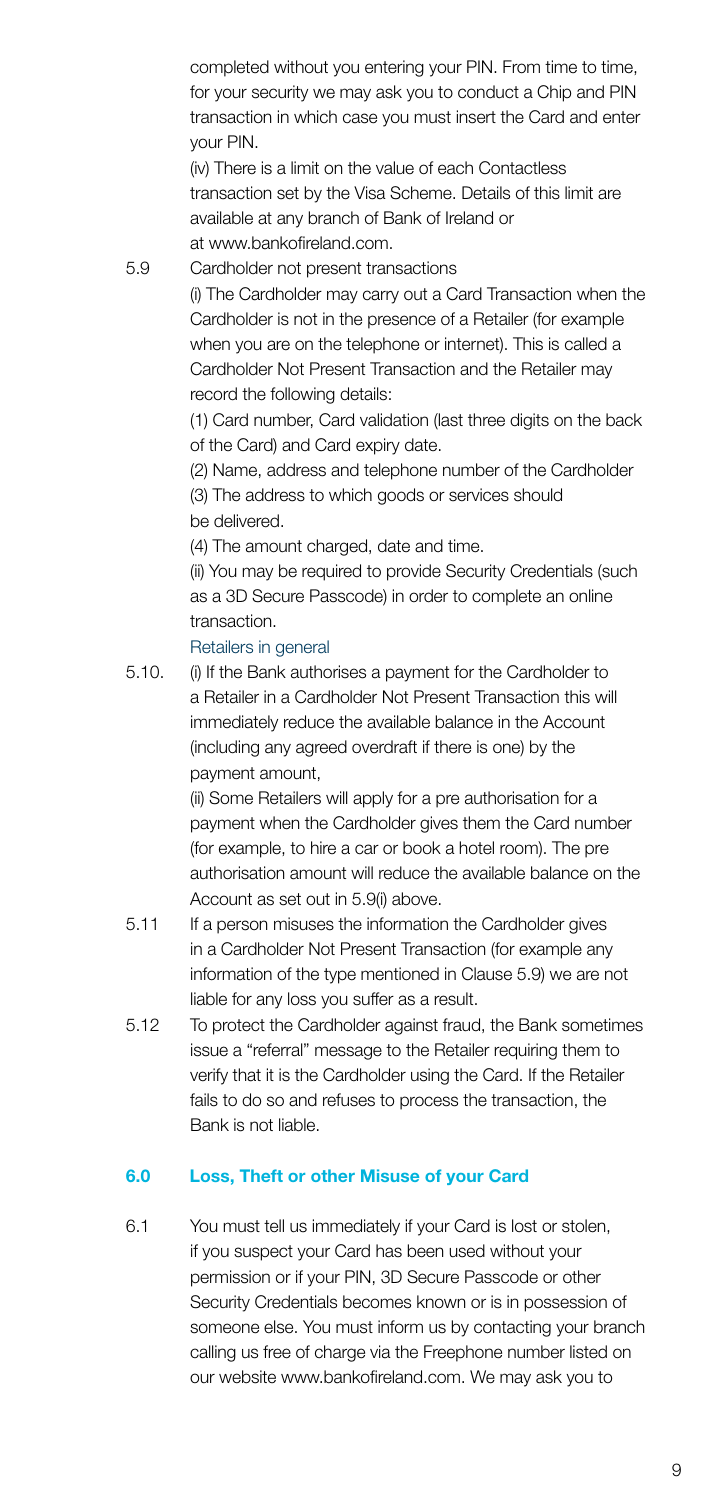completed without you entering your PIN. From time to time, for your security we may ask you to conduct a Chip and PIN transaction in which case you must insert the Card and enter your PIN.

(iv) There is a limit on the value of each Contactless transaction set by the Visa Scheme. Details of this limit are available at any branch of Bank of Ireland or at www.bankofireland.com.

5.9 Cardholder not present transactions

(i) The Cardholder may carry out a Card Transaction when the Cardholder is not in the presence of a Retailer (for example when you are on the telephone or internet). This is called a Cardholder Not Present Transaction and the Retailer may record the following details:

(1) Card number, Card validation (last three digits on the back of the Card) and Card expiry date.

(2) Name, address and telephone number of the Cardholder

(3) The address to which goods or services should be delivered.

(4) The amount charged, date and time.

(ii) You may be required to provide Security Credentials (such as a 3D Secure Passcode) in order to complete an online transaction.

Retailers in general

5.10. (i) If the Bank authorises a payment for the Cardholder to a Retailer in a Cardholder Not Present Transaction this will immediately reduce the available balance in the Account (including any agreed overdraft if there is one) by the payment amount,

(ii) Some Retailers will apply for a pre authorisation for a payment when the Cardholder gives them the Card number (for example, to hire a car or book a hotel room). The pre authorisation amount will reduce the available balance on the Account as set out in 5.9(i) above.

5.11 If a person misuses the information the Cardholder gives in a Cardholder Not Present Transaction (for example any information of the type mentioned in Clause 5.9) we are not liable for any loss you suffer as a result.

5.12 To protect the Cardholder against fraud, the Bank sometimes issue a "referral" message to the Retailer requiring them to verify that it is the Cardholder using the Card. If the Retailer fails to do so and refuses to process the transaction, the Bank is not liable.

## 6.0 Loss, Theft or other Misuse of your Card

6.1 You must tell us immediately if your Card is lost or stolen, if you suspect your Card has been used without your permission or if your PIN, 3D Secure Passcode or other Security Credentials becomes known or is in possession of someone else. You must inform us by contacting your branch calling us free of charge via the Freephone number listed on our website www.bankofireland.com. We may ask you to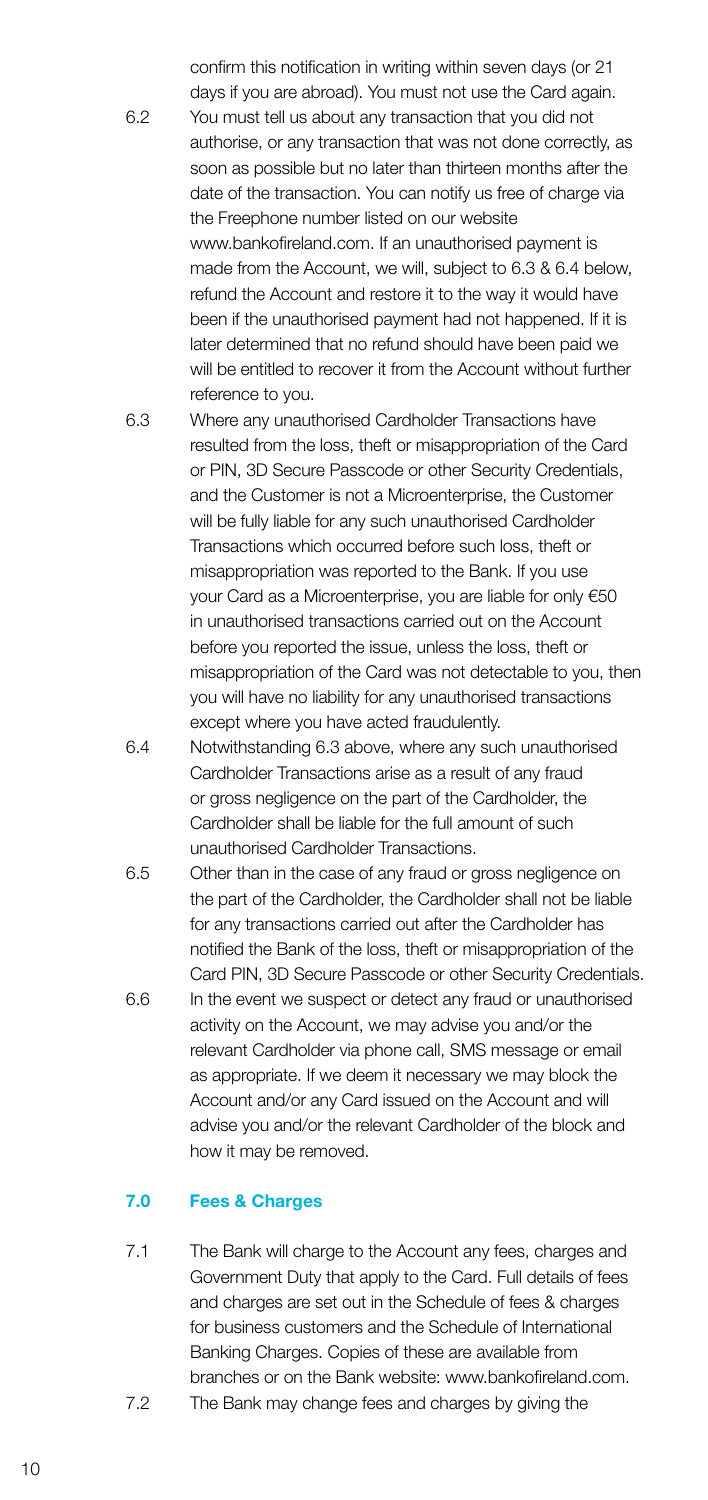confirm this notification in writing within seven days (or 21 days if you are abroad). You must not use the Card again.

6.2 You must tell us about any transaction that you did not authorise, or any transaction that was not done correctly, as soon as possible but no later than thirteen months after the date of the transaction. You can notify us free of charge via the Freephone number listed on our website www.bankofireland.com. If an unauthorised payment is made from the Account, we will, subject to 6.3 & 6.4 below, refund the Account and restore it to the way it would have been if the unauthorised payment had not happened. If it is later determined that no refund should have been paid we will be entitled to recover it from the Account without further reference to you.

6.3 Where any unauthorised Cardholder Transactions have resulted from the loss, theft or misappropriation of the Card or PIN, 3D Secure Passcode or other Security Credentials, and the Customer is not a Microenterprise, the Customer will be fully liable for any such unauthorised Cardholder Transactions which occurred before such loss, theft or misappropriation was reported to the Bank. If you use your Card as a Microenterprise, you are liable for only €50 in unauthorised transactions carried out on the Account before you reported the issue, unless the loss, theft or misappropriation of the Card was not detectable to you, then you will have no liability for any unauthorised transactions except where you have acted fraudulently.

6.4 Notwithstanding 6.3 above, where any such unauthorised Cardholder Transactions arise as a result of any fraud or gross negligence on the part of the Cardholder, the Cardholder shall be liable for the full amount of such unauthorised Cardholder Transactions.

6.5 Other than in the case of any fraud or gross negligence on the part of the Cardholder, the Cardholder shall not be liable for any transactions carried out after the Cardholder has notified the Bank of the loss, theft or misappropriation of the Card PIN, 3D Secure Passcode or other Security Credentials.

6.6 In the event we suspect or detect any fraud or unauthorised activity on the Account, we may advise you and/or the relevant Cardholder via phone call, SMS message or email as appropriate. If we deem it necessary we may block the Account and/or any Card issued on the Account and will advise you and/or the relevant Cardholder of the block and how it may be removed.

## 7.0 Fees & Charges

7.1 The Bank will charge to the Account any fees, charges and Government Duty that apply to the Card. Full details of fees and charges are set out in the Schedule of fees & charges for business customers and the Schedule of International Banking Charges. Copies of these are available from branches or on the Bank website: www.bankofireland.com.

7.2 The Bank may change fees and charges by giving the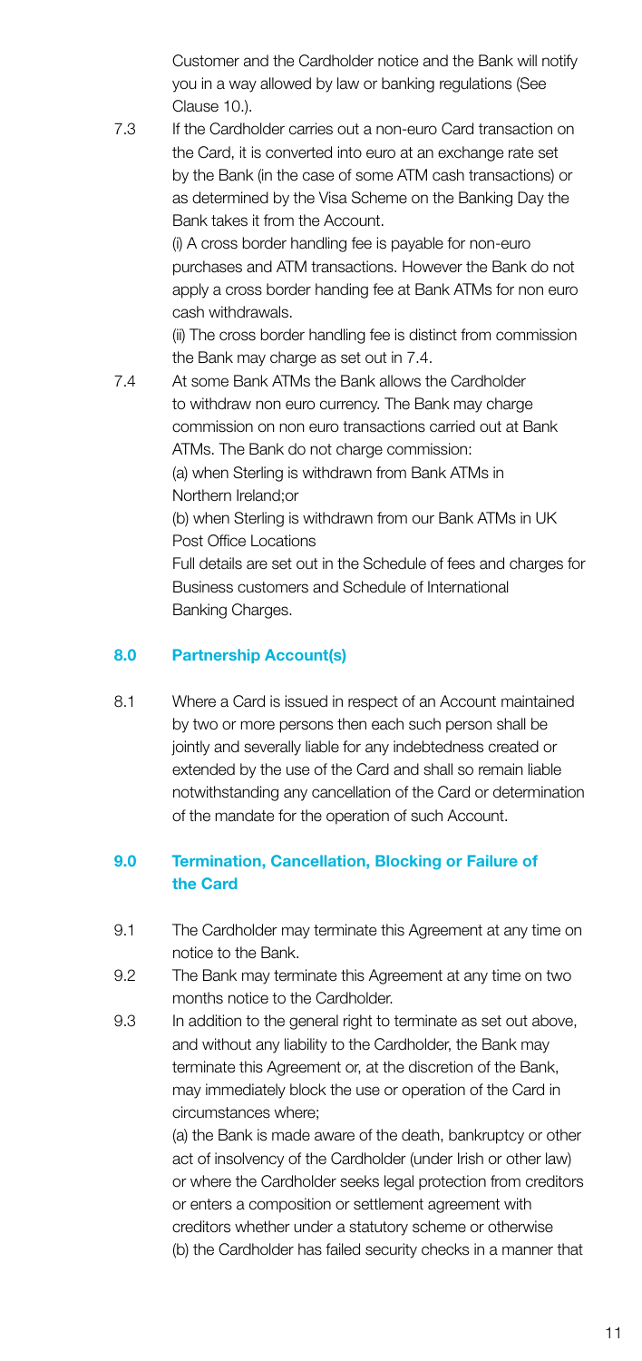Customer and the Cardholder notice and the Bank will notify you in a way allowed by law or banking regulations (See Clause 10.).

7.3 If the Cardholder carries out a non-euro Card transaction on the Card, it is converted into euro at an exchange rate set by the Bank (in the case of some ATM cash transactions) or as determined by the Visa Scheme on the Banking Day the Bank takes it from the Account.

(i) A cross border handling fee is payable for non-euro purchases and ATM transactions. However the Bank do not apply a cross border handing fee at Bank ATMs for non euro cash withdrawals.

(ii) The cross border handling fee is distinct from commission the Bank may charge as set out in 7.4.

7.4 At some Bank ATMs the Bank allows the Cardholder to withdraw non euro currency. The Bank may charge commission on non euro transactions carried out at Bank ATMs. The Bank do not charge commission:

(a) when Sterling is withdrawn from Bank ATMs in Northern Ireland;or

(b) when Sterling is withdrawn from our Bank ATMs in UK Post Office Locations

Full details are set out in the Schedule of fees and charges for Business customers and Schedule of International Banking Charges.

## 8.0 Partnership Account(s)

8.1 Where a Card is issued in respect of an Account maintained by two or more persons then each such person shall be jointly and severally liable for any indebtedness created or extended by the use of the Card and shall so remain liable notwithstanding any cancellation of the Card or determination of the mandate for the operation of such Account.

## 9.0 Termination, Cancellation, Blocking or Failure of the Card

9.1 The Cardholder may terminate this Agreement at any time on notice to the Bank.

9.2 The Bank may terminate this Agreement at any time on two months notice to the Cardholder.

9.3 In addition to the general right to terminate as set out above, and without any liability to the Cardholder, the Bank may terminate this Agreement or, at the discretion of the Bank, may immediately block the use or operation of the Card in circumstances where;

(a) the Bank is made aware of the death, bankruptcy or other act of insolvency of the Cardholder (under Irish or other law) or where the Cardholder seeks legal protection from creditors or enters a composition or settlement agreement with creditors whether under a statutory scheme or otherwise

(b) the Cardholder has failed security checks in a manner that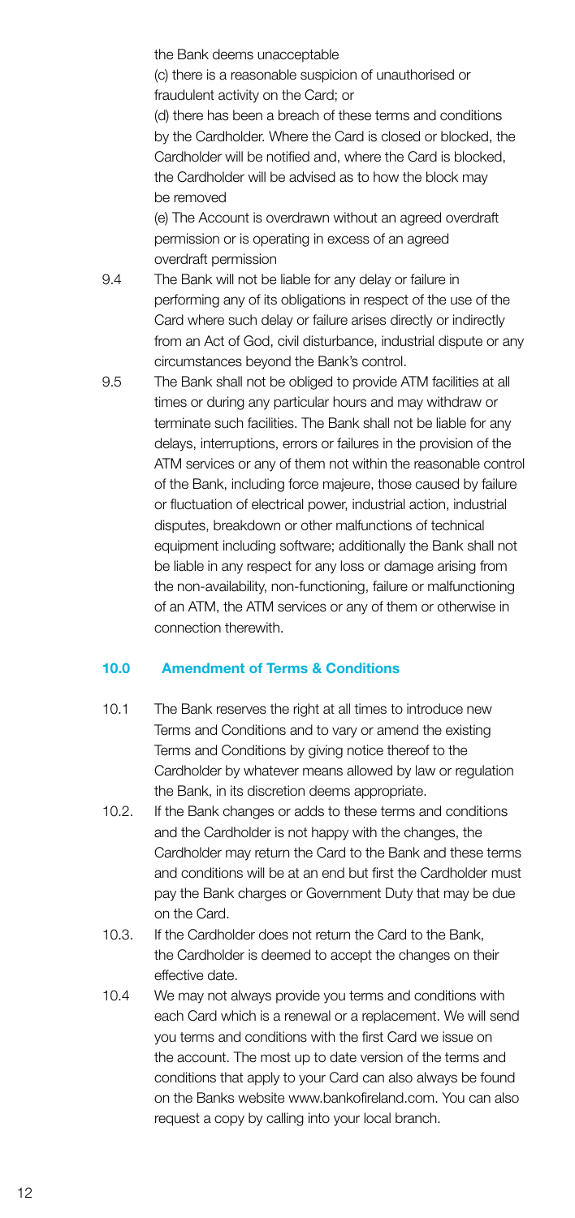the Bank deems unacceptable

(c) there is a reasonable suspicion of unauthorised or fraudulent activity on the Card; or

(d) there has been a breach of these terms and conditions by the Cardholder. Where the Card is closed or blocked, the Cardholder will be notified and, where the Card is blocked, the Cardholder will be advised as to how the block may be removed

(e) The Account is overdrawn without an agreed overdraft permission or is operating in excess of an agreed overdraft permission

9.4 The Bank will not be liable for any delay or failure in performing any of its obligations in respect of the use of the Card where such delay or failure arises directly or indirectly from an Act of God, civil disturbance, industrial dispute or any circumstances beyond the Bank's control.

9.5 The Bank shall not be obliged to provide ATM facilities at all times or during any particular hours and may withdraw or terminate such facilities. The Bank shall not be liable for any delays, interruptions, errors or failures in the provision of the ATM services or any of them not within the reasonable control of the Bank, including force majeure, those caused by failure or fluctuation of electrical power, industrial action, industrial disputes, breakdown or other malfunctions of technical equipment including software; additionally the Bank shall not be liable in any respect for any loss or damage arising from the non-availability, non-functioning, failure or malfunctioning of an ATM, the ATM services or any of them or otherwise in connection therewith.

## 10.0 Amendment of Terms & Conditions

10.1 The Bank reserves the right at all times to introduce new Terms and Conditions and to vary or amend the existing Terms and Conditions by giving notice thereof to the Cardholder by whatever means allowed by law or regulation the Bank, in its discretion deems appropriate.

10.2. If the Bank changes or adds to these terms and conditions and the Cardholder is not happy with the changes, the Cardholder may return the Card to the Bank and these terms and conditions will be at an end but first the Cardholder must pay the Bank charges or Government Duty that may be due on the Card.

10.3. If the Cardholder does not return the Card to the Bank, the Cardholder is deemed to accept the changes on their effective date.

10.4 We may not always provide you terms and conditions with each Card which is a renewal or a replacement. We will send you terms and conditions with the first Card we issue on the account. The most up to date version of the terms and conditions that apply to your Card can also always be found on the Banks website www.bankofireland.com. You can also request a copy by calling into your local branch.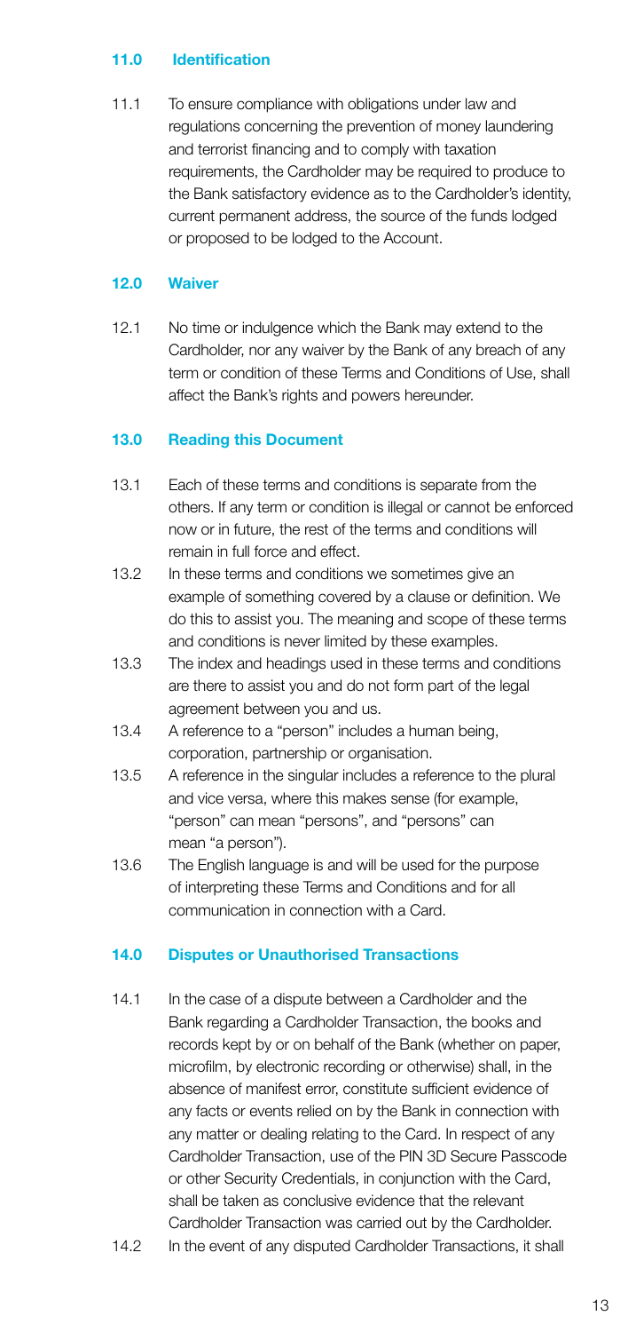## 11.0 Identification

11.1 To ensure compliance with obligations under law and regulations concerning the prevention of money laundering and terrorist financing and to comply with taxation requirements, the Cardholder may be required to produce to the Bank satisfactory evidence as to the Cardholder's identity, current permanent address, the source of the funds lodged or proposed to be lodged to the Account.

## 12.0 Waiver

12.1 No time or indulgence which the Bank may extend to the Cardholder, nor any waiver by the Bank of any breach of any term or condition of these Terms and Conditions of Use, shall affect the Bank's rights and powers hereunder.

## 13.0 Reading this Document

13.1 Each of these terms and conditions is separate from the others. If any term or condition is illegal or cannot be enforced now or in future, the rest of the terms and conditions will remain in full force and effect.

13.2 In these terms and conditions we sometimes give an example of something covered by a clause or definition. We do this to assist you. The meaning and scope of these terms and conditions is never limited by these examples.

13.3 The index and headings used in these terms and conditions are there to assist you and do not form part of the legal agreement between you and us.

13.4 A reference to a "person" includes a human being, corporation, partnership or organisation.

13.5 A reference in the singular includes a reference to the plural and vice versa, where this makes sense (for example, "person" can mean "persons", and "persons" can mean "a person").

13.6 The English language is and will be used for the purpose of interpreting these Terms and Conditions and for all communication in connection with a Card.

## 14.0 Disputes or Unauthorised Transactions

14.1 In the case of a dispute between a Cardholder and the Bank regarding a Cardholder Transaction, the books and records kept by or on behalf of the Bank (whether on paper, microfilm, by electronic recording or otherwise) shall, in the absence of manifest error, constitute sufficient evidence of any facts or events relied on by the Bank in connection with any matter or dealing relating to the Card. In respect of any Cardholder Transaction, use of the PIN 3D Secure Passcode or other Security Credentials, in conjunction with the Card, shall be taken as conclusive evidence that the relevant Cardholder Transaction was carried out by the Cardholder.

14.2 In the event of any disputed Cardholder Transactions, it shall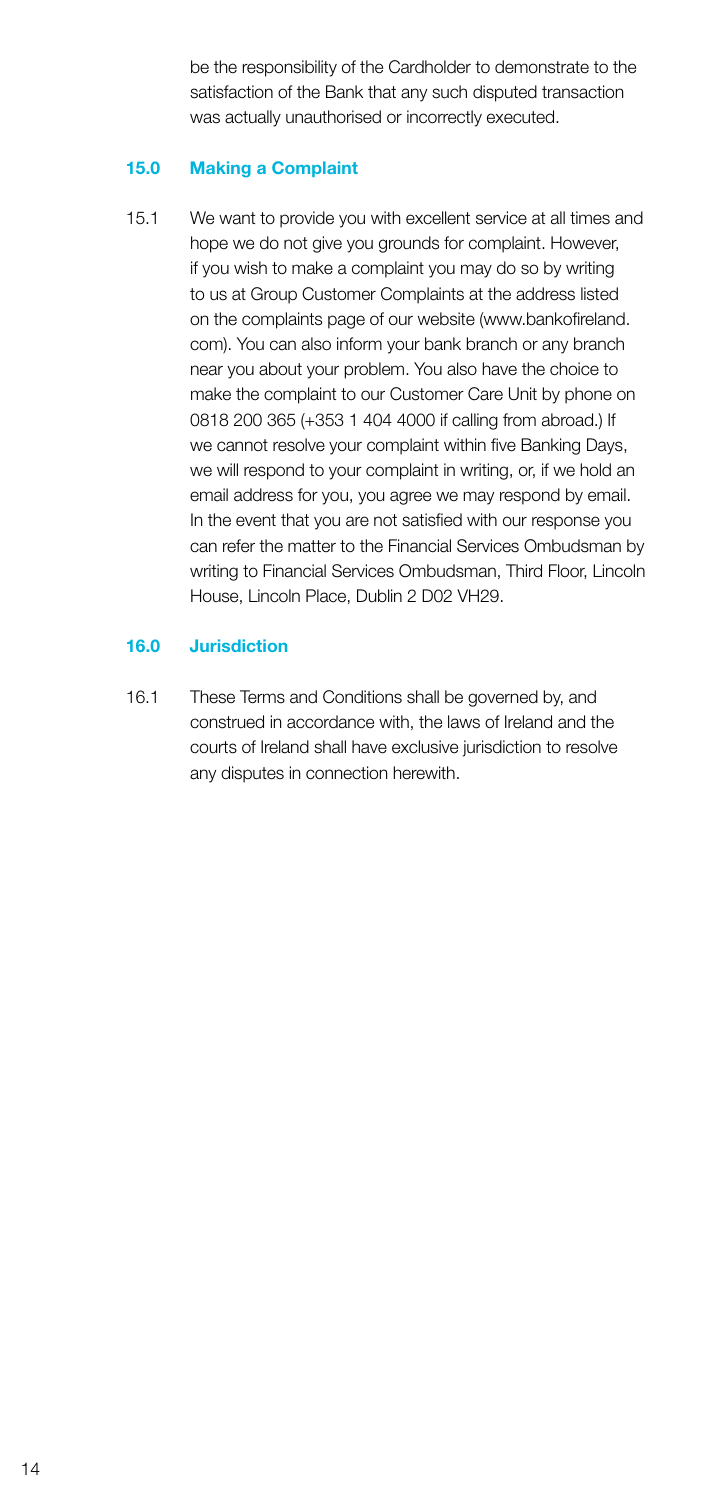be the responsibility of the Cardholder to demonstrate to the satisfaction of the Bank that any such disputed transaction was actually unauthorised or incorrectly executed.

## 15.0 Making a Complaint

15.1 We want to provide you with excellent service at all times and hope we do not give you grounds for complaint. However, if you wish to make a complaint you may do so by writing to us at Group Customer Complaints at the address listed on the complaints page of our website (www.bankofireland.com). You can also inform your bank branch or any branch near you about your problem. You also have the choice to make the complaint to our Customer Care Unit by phone on 0818 200 365 (+353 1 404 4000 if calling from abroad.) If we cannot resolve your complaint within five Banking Days, we will respond to your complaint in writing, or, if we hold an email address for you, you agree we may respond by email. In the event that you are not satisfied with our response you can refer the matter to the Financial Services Ombudsman by writing to Financial Services Ombudsman, Third Floor, Lincoln House, Lincoln Place, Dublin 2 D02 VH29.

## 16.0 Jurisdiction

16.1 These Terms and Conditions shall be governed by, and construed in accordance with, the laws of Ireland and the courts of Ireland shall have exclusive jurisdiction to resolve any disputes in connection herewith.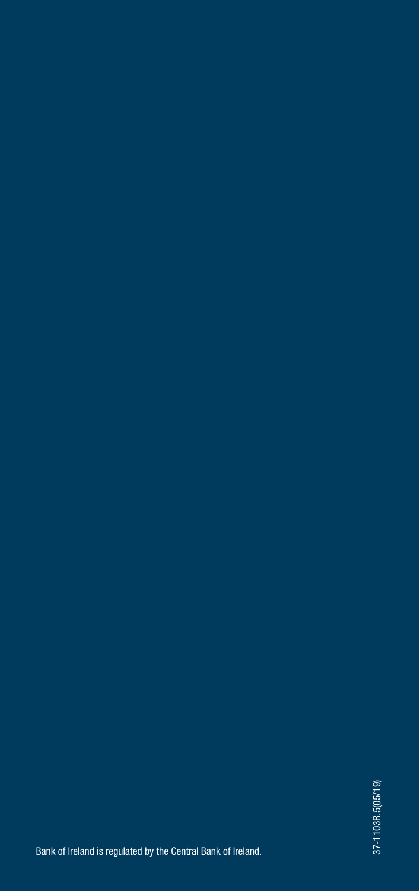Bank of Ireland is regulated by the Central Bank of Ireland.

37-1103R.5(05/19)